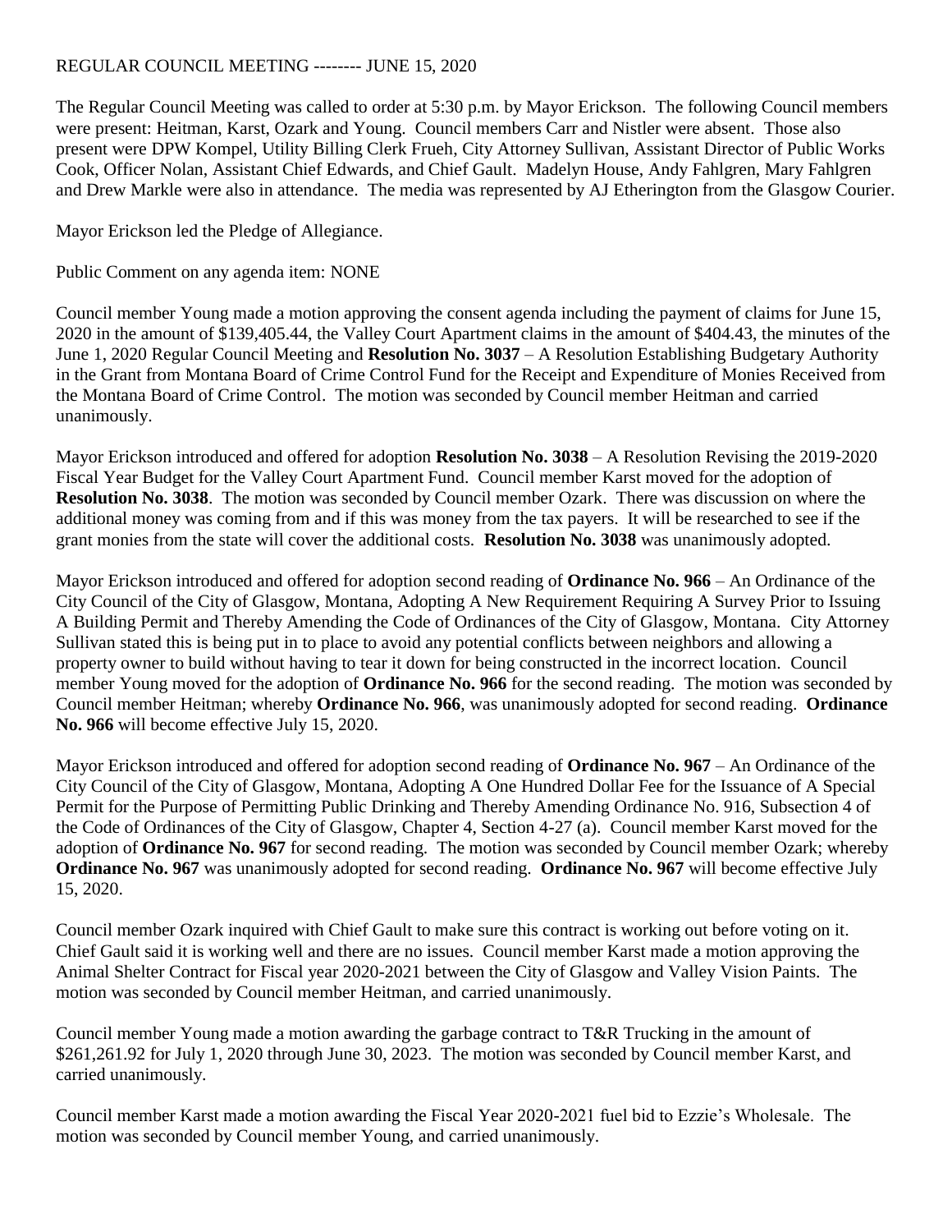REGULAR COUNCIL MEETING -------- JUNE 15, 2020

The Regular Council Meeting was called to order at 5:30 p.m. by Mayor Erickson. The following Council members were present: Heitman, Karst, Ozark and Young. Council members Carr and Nistler were absent. Those also present were DPW Kompel, Utility Billing Clerk Frueh, City Attorney Sullivan, Assistant Director of Public Works Cook, Officer Nolan, Assistant Chief Edwards, and Chief Gault. Madelyn House, Andy Fahlgren, Mary Fahlgren and Drew Markle were also in attendance. The media was represented by AJ Etherington from the Glasgow Courier.

Mayor Erickson led the Pledge of Allegiance.

Public Comment on any agenda item: NONE

Council member Young made a motion approving the consent agenda including the payment of claims for June 15, 2020 in the amount of $139,405.44, the Valley Court Apartment claims in the amount of $404.43, the minutes of the June 1, 2020 Regular Council Meeting and **Resolution No. 3037** – A Resolution Establishing Budgetary Authority in the Grant from Montana Board of Crime Control Fund for the Receipt and Expenditure of Monies Received from the Montana Board of Crime Control. The motion was seconded by Council member Heitman and carried unanimously.

Mayor Erickson introduced and offered for adoption **Resolution No. 3038** – A Resolution Revising the 2019-2020 Fiscal Year Budget for the Valley Court Apartment Fund. Council member Karst moved for the adoption of **Resolution No. 3038**. The motion was seconded by Council member Ozark. There was discussion on where the additional money was coming from and if this was money from the tax payers. It will be researched to see if the grant monies from the state will cover the additional costs. **Resolution No. 3038** was unanimously adopted.

Mayor Erickson introduced and offered for adoption second reading of **Ordinance No. 966** – An Ordinance of the City Council of the City of Glasgow, Montana, Adopting A New Requirement Requiring A Survey Prior to Issuing A Building Permit and Thereby Amending the Code of Ordinances of the City of Glasgow, Montana. City Attorney Sullivan stated this is being put in to place to avoid any potential conflicts between neighbors and allowing a property owner to build without having to tear it down for being constructed in the incorrect location. Council member Young moved for the adoption of **Ordinance No. 966** for the second reading. The motion was seconded by Council member Heitman; whereby **Ordinance No. 966**, was unanimously adopted for second reading. **Ordinance No. 966** will become effective July 15, 2020.

Mayor Erickson introduced and offered for adoption second reading of **Ordinance No. 967** – An Ordinance of the City Council of the City of Glasgow, Montana, Adopting A One Hundred Dollar Fee for the Issuance of A Special Permit for the Purpose of Permitting Public Drinking and Thereby Amending Ordinance No. 916, Subsection 4 of the Code of Ordinances of the City of Glasgow, Chapter 4, Section 4-27 (a). Council member Karst moved for the adoption of **Ordinance No. 967** for second reading. The motion was seconded by Council member Ozark; whereby **Ordinance No. 967** was unanimously adopted for second reading. **Ordinance No. 967** will become effective July 15, 2020.

Council member Ozark inquired with Chief Gault to make sure this contract is working out before voting on it. Chief Gault said it is working well and there are no issues. Council member Karst made a motion approving the Animal Shelter Contract for Fiscal year 2020-2021 between the City of Glasgow and Valley Vision Paints. The motion was seconded by Council member Heitman, and carried unanimously.

Council member Young made a motion awarding the garbage contract to T&R Trucking in the amount of $261,261.92 for July 1, 2020 through June 30, 2023. The motion was seconded by Council member Karst, and carried unanimously.

Council member Karst made a motion awarding the Fiscal Year 2020-2021 fuel bid to Ezzie's Wholesale. The motion was seconded by Council member Young, and carried unanimously.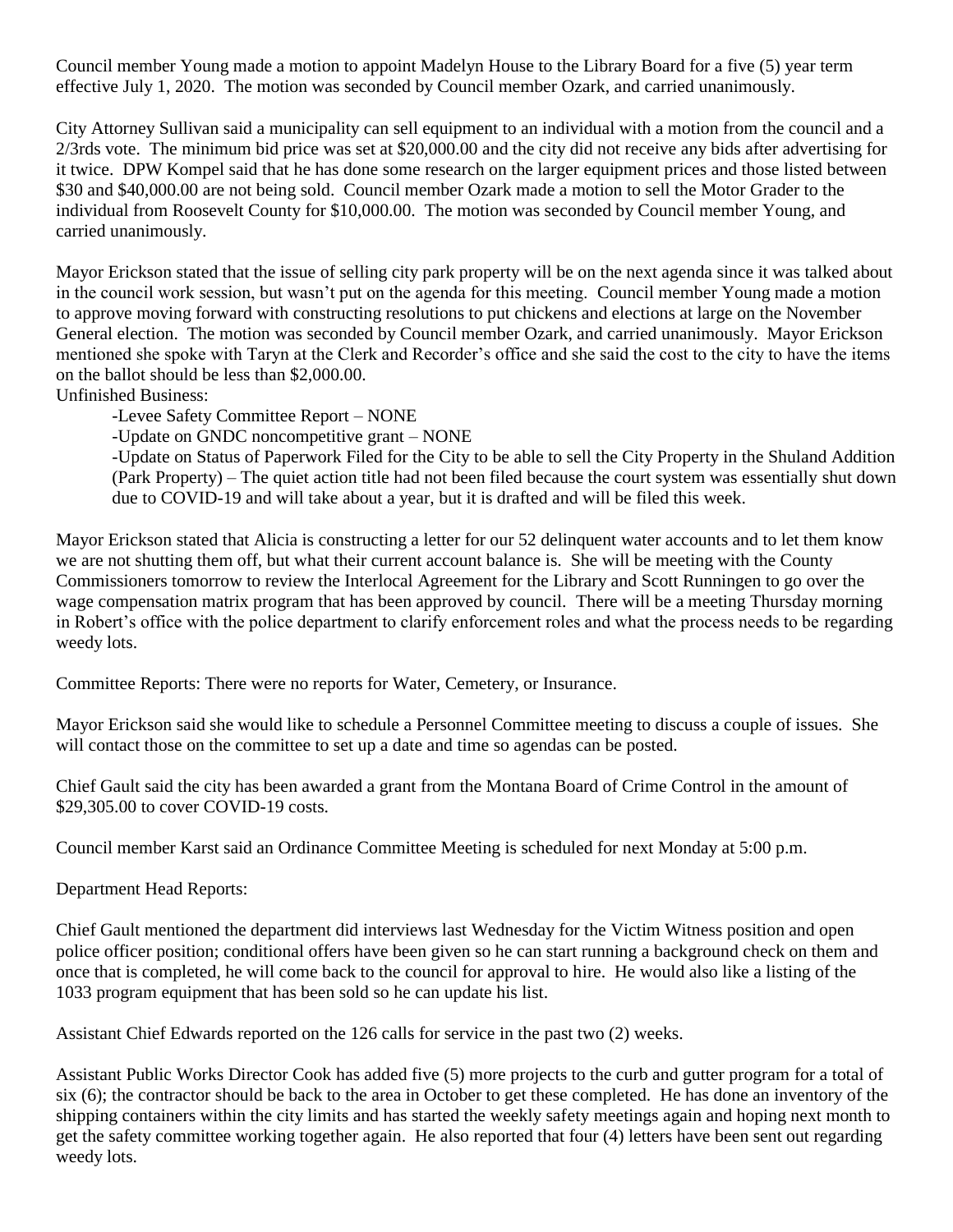Council member Young made a motion to appoint Madelyn House to the Library Board for a five (5) year term effective July 1, 2020. The motion was seconded by Council member Ozark, and carried unanimously.

City Attorney Sullivan said a municipality can sell equipment to an individual with a motion from the council and a 2/3rds vote. The minimum bid price was set at $20,000.00 and the city did not receive any bids after advertising for it twice. DPW Kompel said that he has done some research on the larger equipment prices and those listed between $30 and $40,000.00 are not being sold. Council member Ozark made a motion to sell the Motor Grader to the individual from Roosevelt County for $10,000.00. The motion was seconded by Council member Young, and carried unanimously.

Mayor Erickson stated that the issue of selling city park property will be on the next agenda since it was talked about in the council work session, but wasn't put on the agenda for this meeting. Council member Young made a motion to approve moving forward with constructing resolutions to put chickens and elections at large on the November General election. The motion was seconded by Council member Ozark, and carried unanimously. Mayor Erickson mentioned she spoke with Taryn at the Clerk and Recorder's office and she said the cost to the city to have the items on the ballot should be less than $2,000.00.

Unfinished Business:

- Levee Safety Committee Report – NONE
- Update on GNDC noncompetitive grant – NONE
- Update on Status of Paperwork Filed for the City to be able to sell the City Property in the Shuland Addition (Park Property) – The quiet action title had not been filed because the court system was essentially shut down due to COVID-19 and will take about a year, but it is drafted and will be filed this week.

Mayor Erickson stated that Alicia is constructing a letter for our 52 delinquent water accounts and to let them know we are not shutting them off, but what their current account balance is. She will be meeting with the County Commissioners tomorrow to review the Interlocal Agreement for the Library and Scott Runningen to go over the wage compensation matrix program that has been approved by council. There will be a meeting Thursday morning in Robert's office with the police department to clarify enforcement roles and what the process needs to be regarding weedy lots.

Committee Reports: There were no reports for Water, Cemetery, or Insurance.

Mayor Erickson said she would like to schedule a Personnel Committee meeting to discuss a couple of issues. She will contact those on the committee to set up a date and time so agendas can be posted.

Chief Gault said the city has been awarded a grant from the Montana Board of Crime Control in the amount of $29,305.00 to cover COVID-19 costs.

Council member Karst said an Ordinance Committee Meeting is scheduled for next Monday at 5:00 p.m.

Department Head Reports:

Chief Gault mentioned the department did interviews last Wednesday for the Victim Witness position and open police officer position; conditional offers have been given so he can start running a background check on them and once that is completed, he will come back to the council for approval to hire. He would also like a listing of the 1033 program equipment that has been sold so he can update his list.

Assistant Chief Edwards reported on the 126 calls for service in the past two (2) weeks.

Assistant Public Works Director Cook has added five (5) more projects to the curb and gutter program for a total of six (6); the contractor should be back to the area in October to get these completed. He has done an inventory of the shipping containers within the city limits and has started the weekly safety meetings again and hoping next month to get the safety committee working together again. He also reported that four (4) letters have been sent out regarding weedy lots.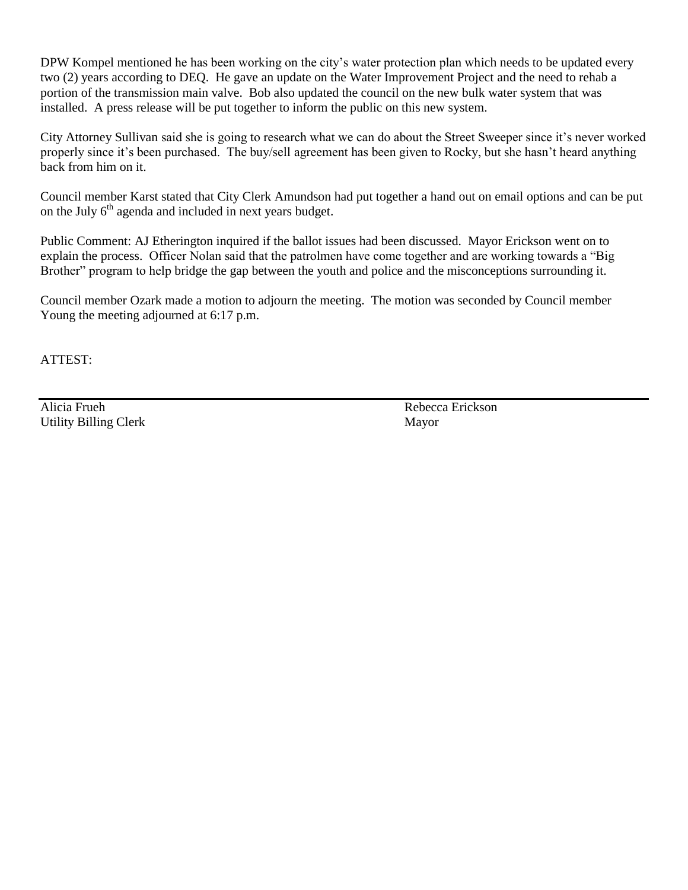DPW Kompel mentioned he has been working on the city's water protection plan which needs to be updated every two (2) years according to DEQ. He gave an update on the Water Improvement Project and the need to rehab a portion of the transmission main valve. Bob also updated the council on the new bulk water system that was installed. A press release will be put together to inform the public on this new system.

City Attorney Sullivan said she is going to research what we can do about the Street Sweeper since it's never worked properly since it's been purchased. The buy/sell agreement has been given to Rocky, but she hasn't heard anything back from him on it.

Council member Karst stated that City Clerk Amundson had put together a hand out on email options and can be put on the July 6th agenda and included in next years budget.

Public Comment: AJ Etherington inquired if the ballot issues had been discussed. Mayor Erickson went on to explain the process. Officer Nolan said that the patrolmen have come together and are working towards a "Big Brother" program to help bridge the gap between the youth and police and the misconceptions surrounding it.

Council member Ozark made a motion to adjourn the meeting. The motion was seconded by Council member Young the meeting adjourned at 6:17 p.m.

ATTEST:

| | |
|---|---|
| Alicia Frueh | Rebecca Erickson |
| Utility Billing Clerk | Mayor |